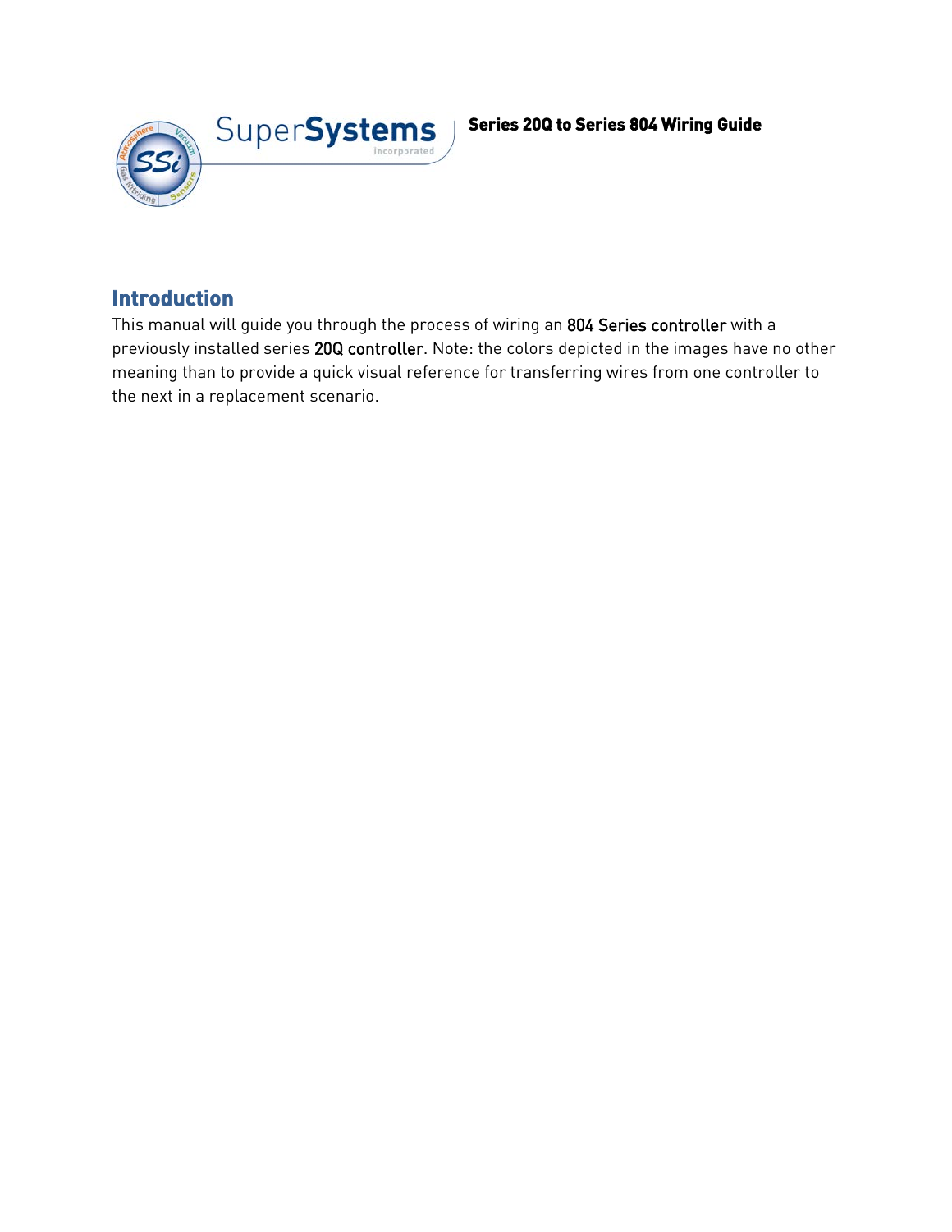Series 20Q to Series 804 Wiring Guide

## Introduction

This manual will guide you through the process of wiring an 804 Series controller with a previously installed series 20Q controller. Note: the colors depicted in the images have no other meaning than to provide a quick visual reference for transferring wires from one controller to the next in a replacement scenario.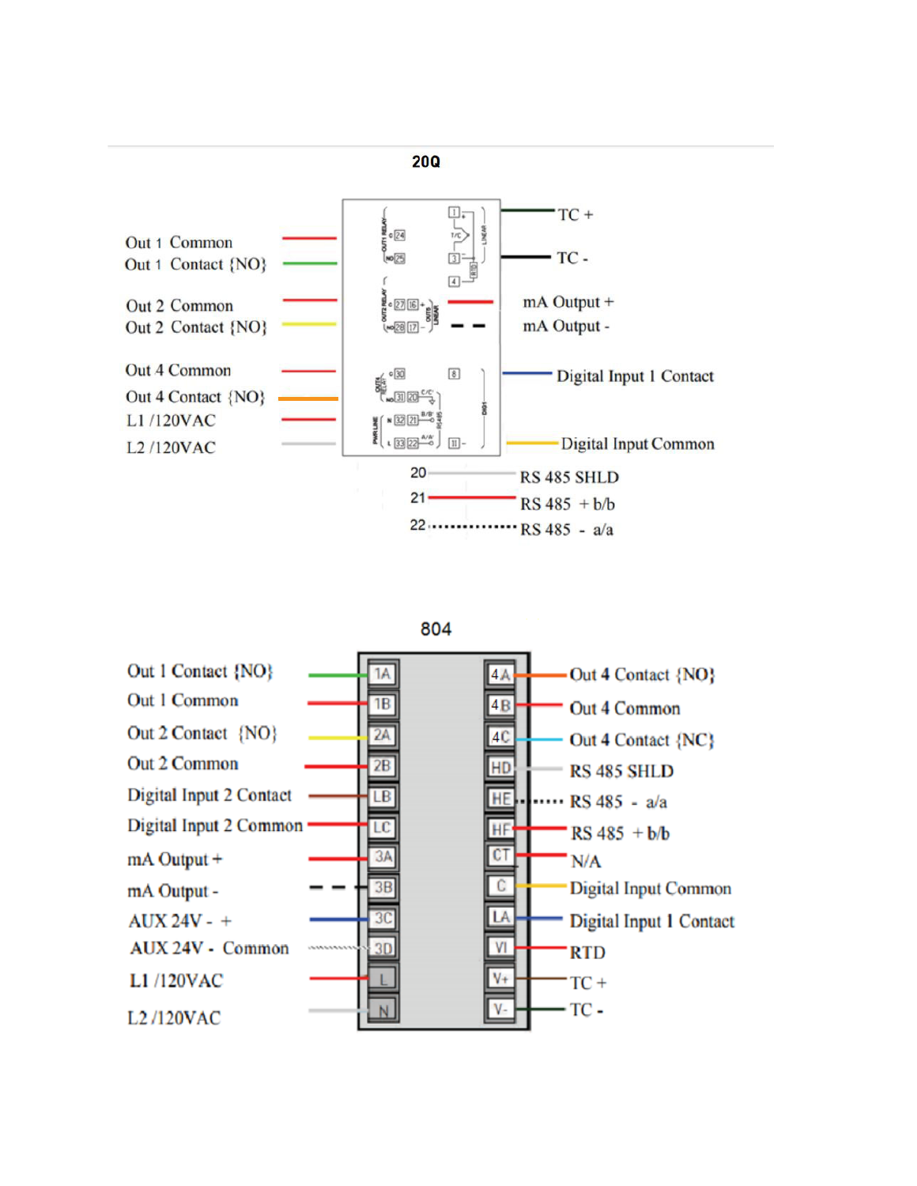## 20Q

| Terminal Label (Left) | Terminal Label (Right) |
| --- | --- |
| Out 1 Common | TC + |
| Out 1 Contact {NO} | TC - |
| Out 2 Common | mA Output + |
| Out 2 Contact {NO} | mA Output - |
| Out 4 Common | Digital Input 1 Contact |
| Out 4 Contact {NO} | Digital Input Common |
| L1 /120VAC | |
| L2 /120VAC | |

| Terminal | Function |
| --- | --- |
| 20 | RS 485 SHLD |
| 21 | RS 485 + b/b |
| 22 | RS 485 - a/a |

## 804

| Function | Terminal | Terminal | Function |
| --- | --- | --- | --- |
| Out 1 Contact {NO} | 1A | 4A | Out 4 Contact {NO} |
| Out 1 Common | 1B | 4B | Out 4 Common |
| Out 2 Contact {NO} | 2A | 4C | Out 4 Contact {NC} |
| Out 2 Common | 2B | HD | RS 485 SHLD |
| Digital Input 2 Contact | LB | HE | RS 485 - a/a |
| Digital Input 2 Common | LC | HF | RS 485 + b/b |
| mA Output + | 3A | CT | N/A |
| mA Output - | 3B | C | Digital Input Common |
| AUX 24V - + | 3C | LA | Digital Input 1 Contact |
| AUX 24V - Common | 3D | VI | RTD |
| L1 /120VAC | L | V+ | TC + |
| L2 /120VAC | N | V- | TC - |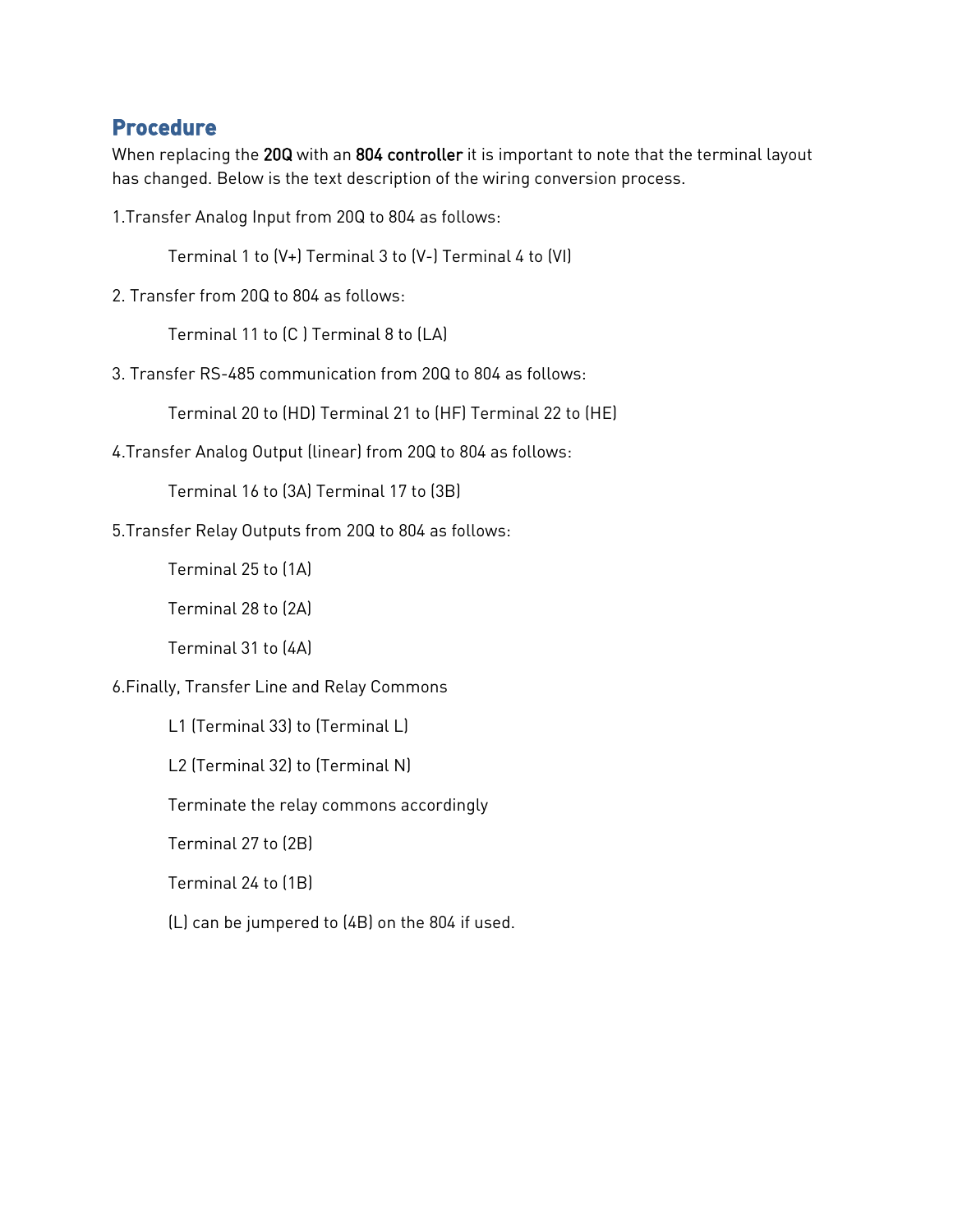## Procedure

When replacing the **20Q** with an **804 controller** it is important to note that the terminal layout has changed. Below is the text description of the wiring conversion process.

1.Transfer Analog Input from 20Q to 804 as follows:

> Terminal 1 to (V+) Terminal 3 to (V-) Terminal 4 to (VI)

2. Transfer from 20Q to 804 as follows:

> Terminal 11 to (C ) Terminal 8 to (LA)

3. Transfer RS-485 communication from 20Q to 804 as follows:

> Terminal 20 to (HD) Terminal 21 to (HF) Terminal 22 to (HE)

4.Transfer Analog Output (linear) from 20Q to 804 as follows:

> Terminal 16 to (3A) Terminal 17 to (3B)

5.Transfer Relay Outputs from 20Q to 804 as follows:

> Terminal 25 to (1A)
>
> Terminal 28 to (2A)
>
> Terminal 31 to (4A)

6.Finally, Transfer Line and Relay Commons

> L1 (Terminal 33) to (Terminal L)
>
> L2 (Terminal 32) to (Terminal N)
>
> Terminate the relay commons accordingly
>
> Terminal 27 to (2B)
>
> Terminal 24 to (1B)
>
> (L) can be jumpered to (4B) on the 804 if used.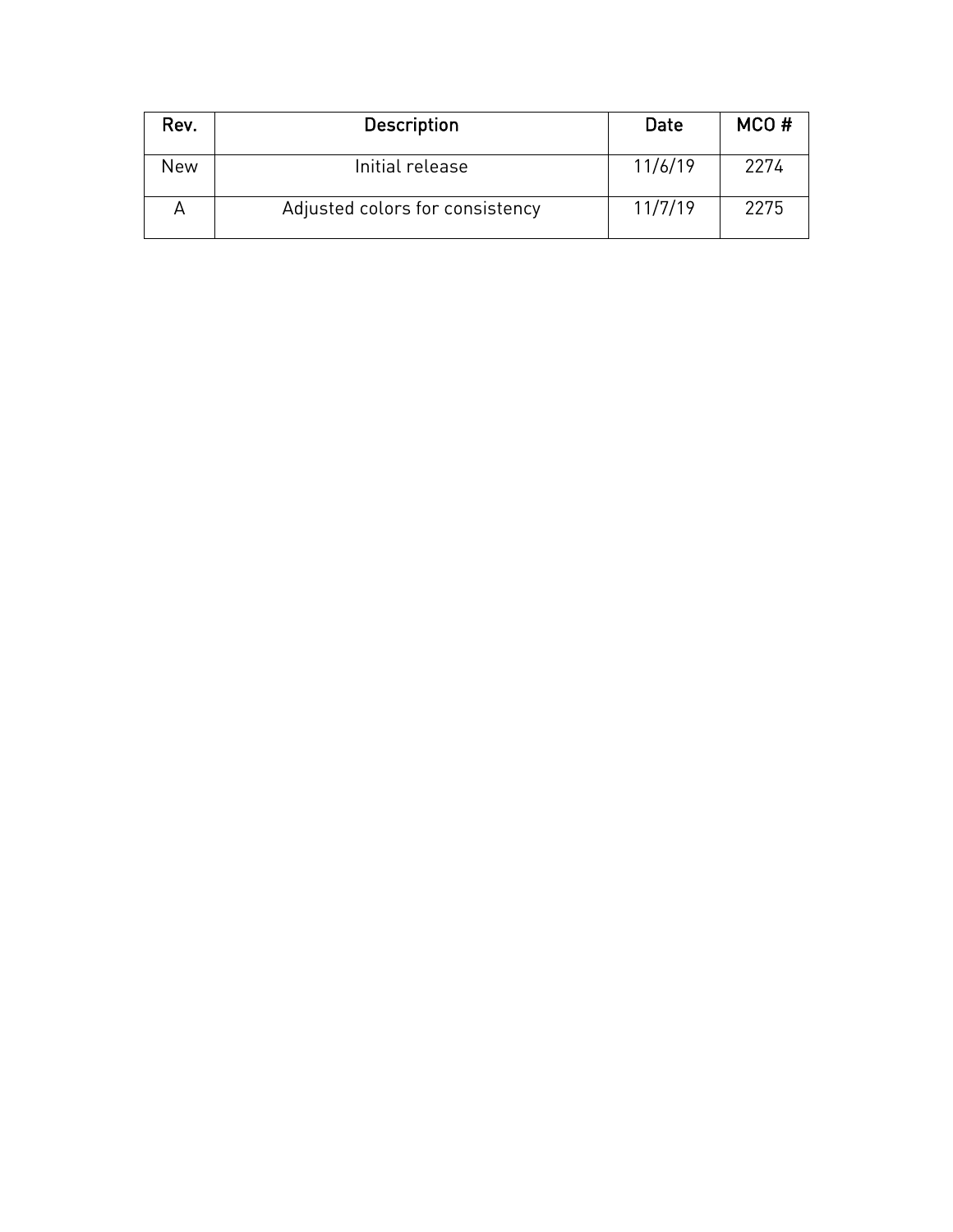| Rev. | Description | Date | MCO # |
|---|---|---|---|
| New | Initial release | 11/6/19 | 2274 |
| A | Adjusted colors for consistency | 11/7/19 | 2275 |